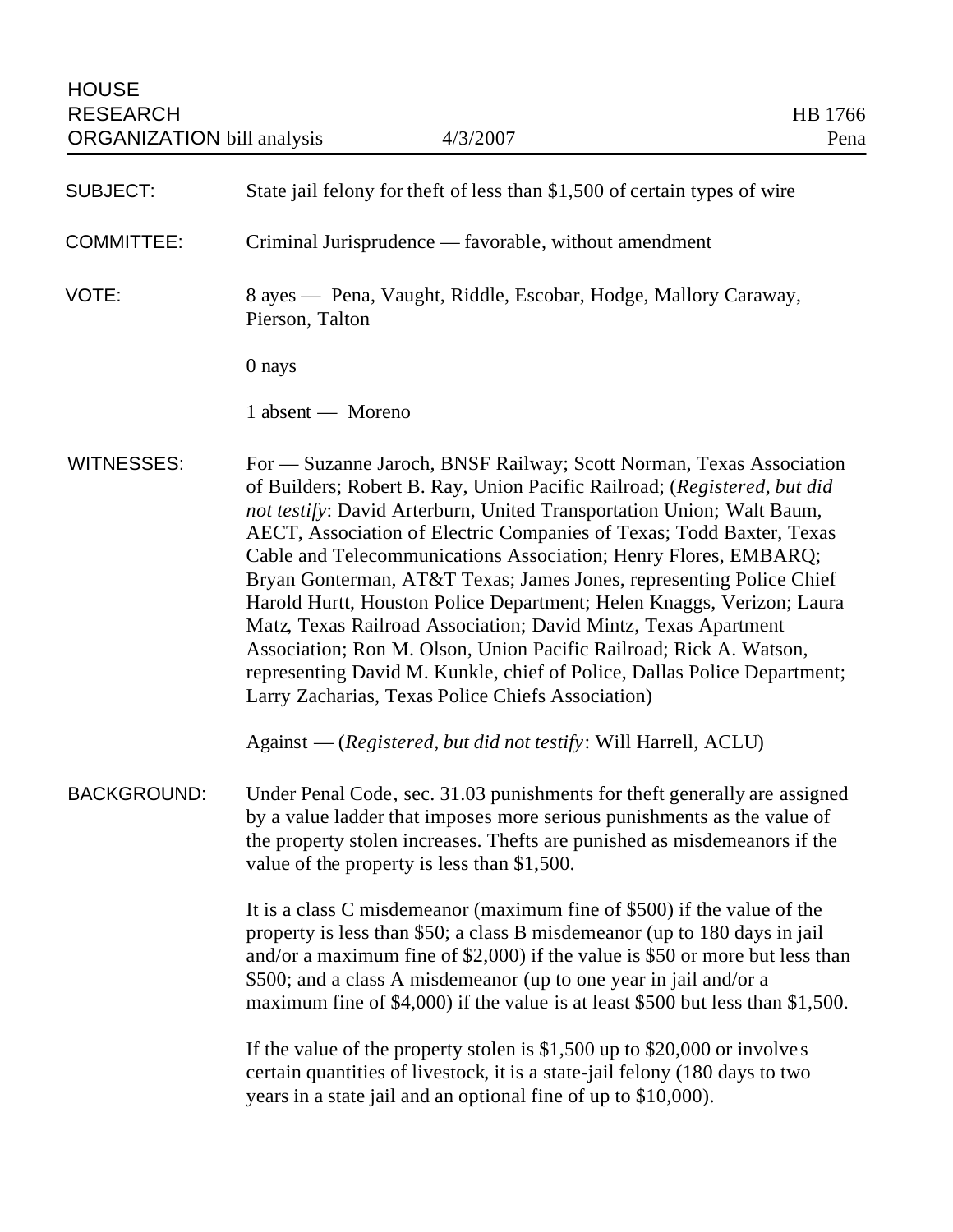HOUSE RESEARCH ORGANIZATION bill analysis | 4/3/2007 | HB 1766 Pena

**SUBJECT:** State jail felony for theft of less than $1,500 of certain types of wire

**COMMITTEE:** Criminal Jurisprudence — favorable, without amendment

**VOTE:** 8 ayes — Pena, Vaught, Riddle, Escobar, Hodge, Mallory Caraway, Pierson, Talton

0 nays

1 absent — Moreno

**WITNESSES:** For — Suzanne Jaroch, BNSF Railway; Scott Norman, Texas Association of Builders; Robert B. Ray, Union Pacific Railroad; (*Registered, but did not testify*: David Arterburn, United Transportation Union; Walt Baum, AECT, Association of Electric Companies of Texas; Todd Baxter, Texas Cable and Telecommunications Association; Henry Flores, EMBARQ; Bryan Gonterman, AT&T Texas; James Jones, representing Police Chief Harold Hurtt, Houston Police Department; Helen Knaggs, Verizon; Laura Matz, Texas Railroad Association; David Mintz, Texas Apartment Association; Ron M. Olson, Union Pacific Railroad; Rick A. Watson, representing David M. Kunkle, chief of Police, Dallas Police Department; Larry Zacharias, Texas Police Chiefs Association)

Against — (*Registered, but did not testify*: Will Harrell, ACLU)

**BACKGROUND:** Under Penal Code, sec. 31.03 punishments for theft generally are assigned by a value ladder that imposes more serious punishments as the value of the property stolen increases. Thefts are punished as misdemeanors if the value of the property is less than $1,500.

It is a class C misdemeanor (maximum fine of $500) if the value of the property is less than $50; a class B misdemeanor (up to 180 days in jail and/or a maximum fine of $2,000) if the value is $50 or more but less than $500; and a class A misdemeanor (up to one year in jail and/or a maximum fine of $4,000) if the value is at least $500 but less than $1,500.

If the value of the property stolen is $1,500 up to $20,000 or involves certain quantities of livestock, it is a state-jail felony (180 days to two years in a state jail and an optional fine of up to $10,000).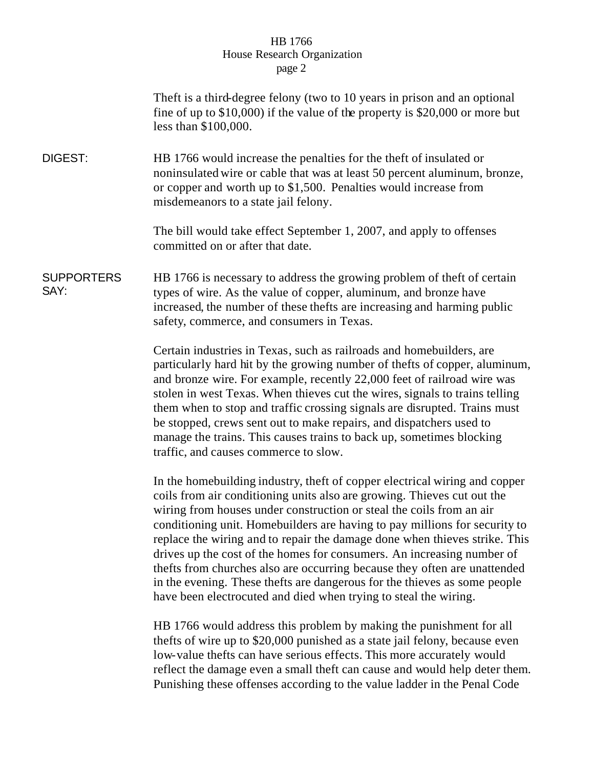Theft is a third-degree felony (two to 10 years in prison and an optional fine of up to $10,000) if the value of the property is $20,000 or more but less than $100,000.

**DIGEST:** HB 1766 would increase the penalties for the theft of insulated or noninsulated wire or cable that was at least 50 percent aluminum, bronze, or copper and worth up to $1,500. Penalties would increase from misdemeanors to a state jail felony.

The bill would take effect September 1, 2007, and apply to offenses committed on or after that date.

**SUPPORTERS SAY:** HB 1766 is necessary to address the growing problem of theft of certain types of wire. As the value of copper, aluminum, and bronze have increased, the number of these thefts are increasing and harming public safety, commerce, and consumers in Texas.

Certain industries in Texas, such as railroads and homebuilders, are particularly hard hit by the growing number of thefts of copper, aluminum, and bronze wire. For example, recently 22,000 feet of railroad wire was stolen in west Texas. When thieves cut the wires, signals to trains telling them when to stop and traffic crossing signals are disrupted. Trains must be stopped, crews sent out to make repairs, and dispatchers used to manage the trains. This causes trains to back up, sometimes blocking traffic, and causes commerce to slow.

In the homebuilding industry, theft of copper electrical wiring and copper coils from air conditioning units also are growing. Thieves cut out the wiring from houses under construction or steal the coils from an air conditioning unit. Homebuilders are having to pay millions for security to replace the wiring and to repair the damage done when thieves strike. This drives up the cost of the homes for consumers. An increasing number of thefts from churches also are occurring because they often are unattended in the evening. These thefts are dangerous for the thieves as some people have been electrocuted and died when trying to steal the wiring.

HB 1766 would address this problem by making the punishment for all thefts of wire up to $20,000 punished as a state jail felony, because even low-value thefts can have serious effects. This more accurately would reflect the damage even a small theft can cause and would help deter them. Punishing these offenses according to the value ladder in the Penal Code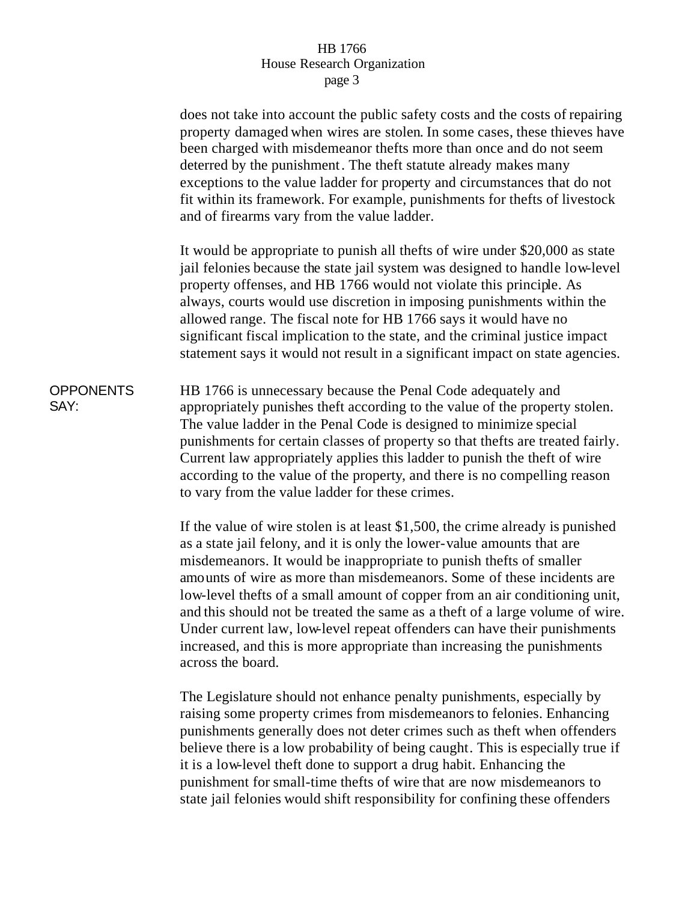does not take into account the public safety costs and the costs of repairing property damaged when wires are stolen. In some cases, these thieves have been charged with misdemeanor thefts more than once and do not seem deterred by the punishment. The theft statute already makes many exceptions to the value ladder for property and circumstances that do not fit within its framework. For example, punishments for thefts of livestock and of firearms vary from the value ladder.

It would be appropriate to punish all thefts of wire under $20,000 as state jail felonies because the state jail system was designed to handle low-level property offenses, and HB 1766 would not violate this principle. As always, courts would use discretion in imposing punishments within the allowed range. The fiscal note for HB 1766 says it would have no significant fiscal implication to the state, and the criminal justice impact statement says it would not result in a significant impact on state agencies.

**OPPONENTS SAY:**

HB 1766 is unnecessary because the Penal Code adequately and appropriately punishes theft according to the value of the property stolen. The value ladder in the Penal Code is designed to minimize special punishments for certain classes of property so that thefts are treated fairly. Current law appropriately applies this ladder to punish the theft of wire according to the value of the property, and there is no compelling reason to vary from the value ladder for these crimes.

If the value of wire stolen is at least $1,500, the crime already is punished as a state jail felony, and it is only the lower-value amounts that are misdemeanors. It would be inappropriate to punish thefts of smaller amounts of wire as more than misdemeanors. Some of these incidents are low-level thefts of a small amount of copper from an air conditioning unit, and this should not be treated the same as a theft of a large volume of wire. Under current law, low-level repeat offenders can have their punishments increased, and this is more appropriate than increasing the punishments across the board.

The Legislature should not enhance penalty punishments, especially by raising some property crimes from misdemeanors to felonies. Enhancing punishments generally does not deter crimes such as theft when offenders believe there is a low probability of being caught. This is especially true if it is a low-level theft done to support a drug habit. Enhancing the punishment for small-time thefts of wire that are now misdemeanors to state jail felonies would shift responsibility for confining these offenders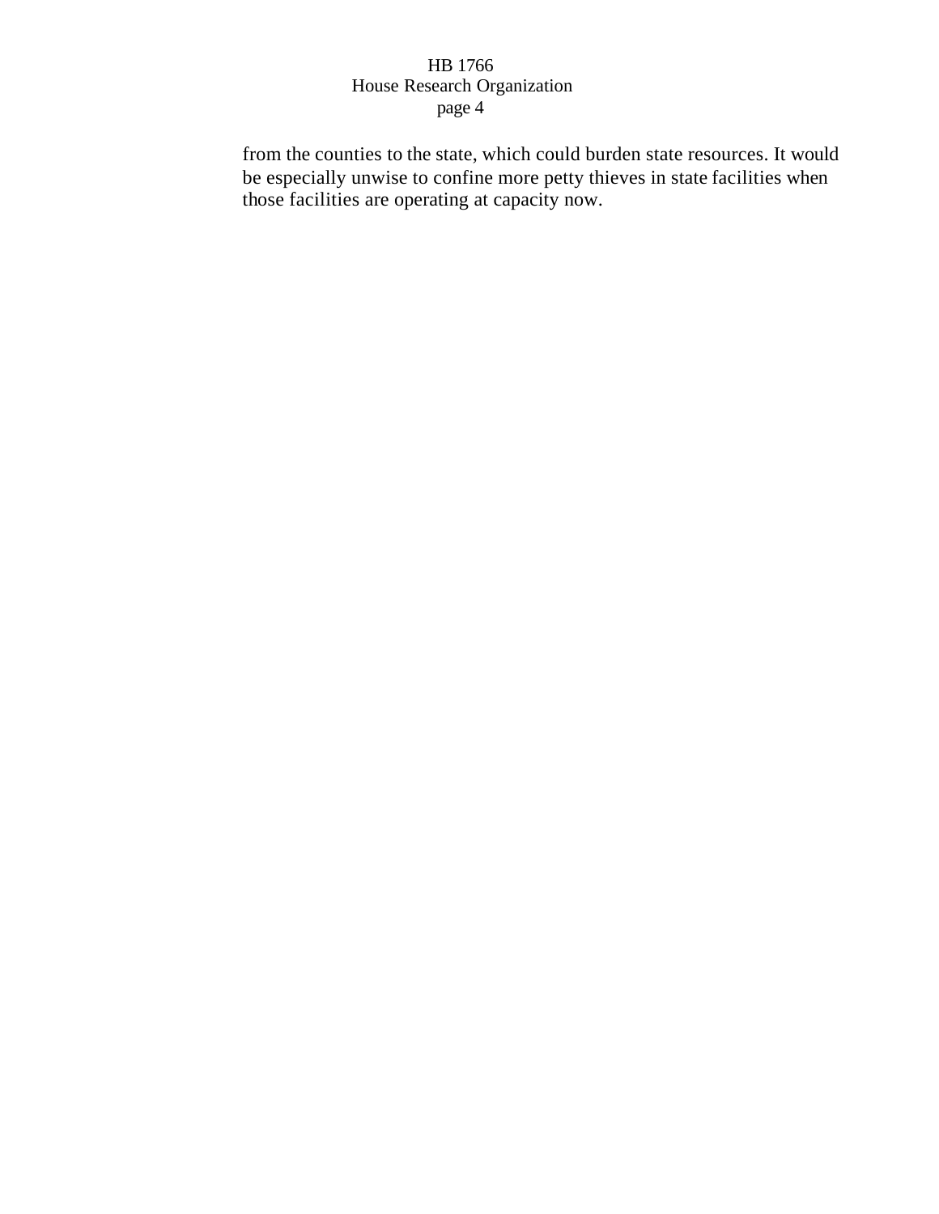from the counties to the state, which could burden state resources. It would be especially unwise to confine more petty thieves in state facilities when those facilities are operating at capacity now.